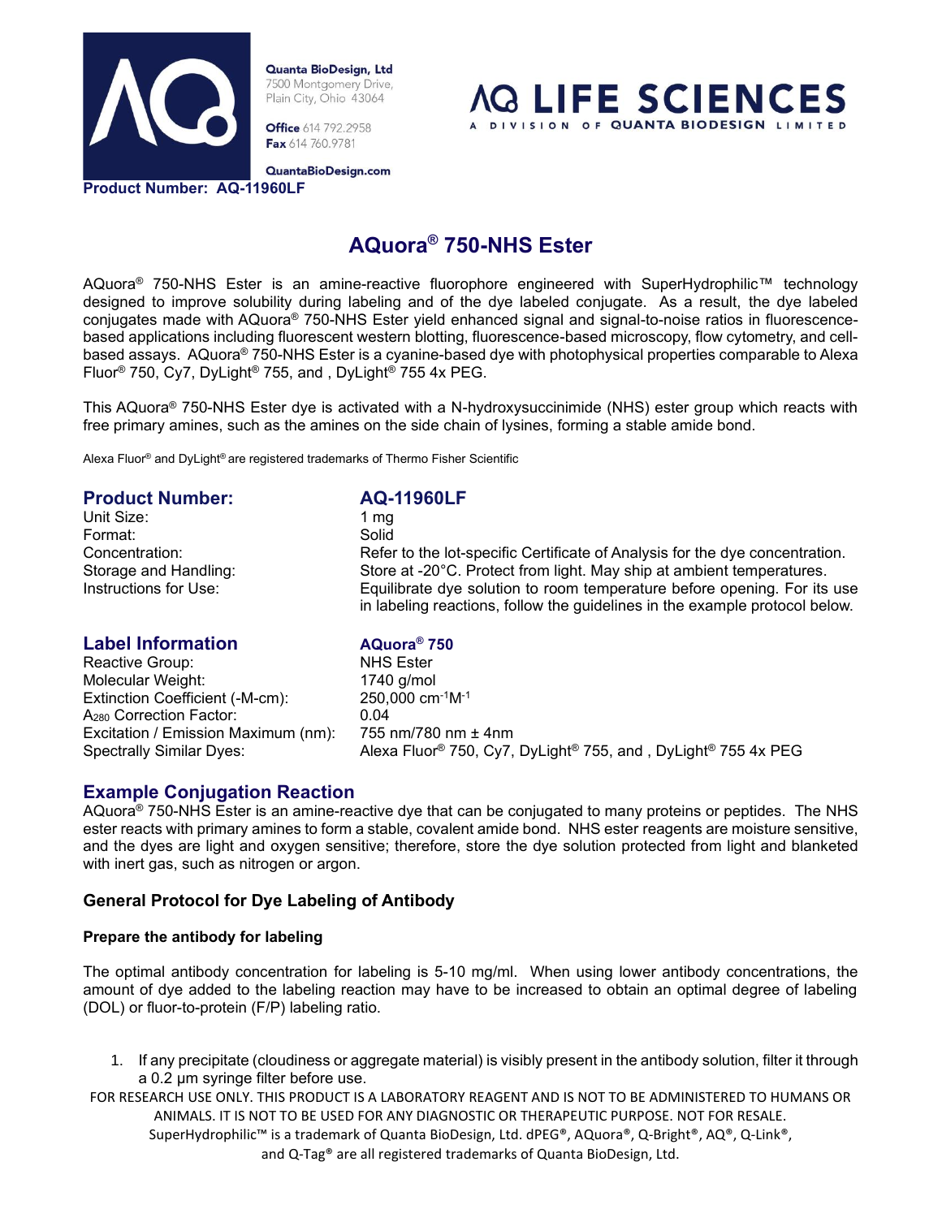Quanta BioDesign, Ltd
7500 Montgomery Drive,
Plain City, Ohio 43064

**Office** 614 792.2958
**Fax** 614 760.9781

QuantaBioDesign.com

AQ LIFE SCIENCES
A DIVISION OF QUANTA BIODESIGN LIMITED

**Product Number: AQ-11960LF**

# AQuora® 750-NHS Ester

AQuora® 750-NHS Ester is an amine-reactive fluorophore engineered with SuperHydrophilic™ technology designed to improve solubility during labeling and of the dye labeled conjugate. As a result, the dye labeled conjugates made with AQuora® 750-NHS Ester yield enhanced signal and signal-to-noise ratios in fluorescence-based applications including fluorescent western blotting, fluorescence-based microscopy, flow cytometry, and cell-based assays. AQuora® 750-NHS Ester is a cyanine-based dye with photophysical properties comparable to Alexa Fluor® 750, Cy7, DyLight® 755, and , DyLight® 755 4x PEG.

This AQuora® 750-NHS Ester dye is activated with a N-hydroxysuccinimide (NHS) ester group which reacts with free primary amines, such as the amines on the side chain of lysines, forming a stable amide bond.

Alexa Fluor® and DyLight® are registered trademarks of Thermo Fisher Scientific

## Product Number: AQ-11960LF

| | |
|---|---|
| Unit Size: | 1 mg |
| Format: | Solid |
| Concentration: | Refer to the lot-specific Certificate of Analysis for the dye concentration. |
| Storage and Handling: | Store at -20°C. Protect from light. May ship at ambient temperatures. |
| Instructions for Use: | Equilibrate dye solution to room temperature before opening. For its use in labeling reactions, follow the guidelines in the example protocol below. |

## Label Information — AQuora® 750

| | |
|---|---|
| Reactive Group: | NHS Ester |
| Molecular Weight: | 1740 g/mol |
| Extinction Coefficient (-M-cm): | 250,000 $cm^{-1}M^{-1}$ |
| $A_{280}$ Correction Factor: | 0.04 |
| Excitation / Emission Maximum (nm): | 755 nm/780 nm ± 4nm |
| Spectrally Similar Dyes: | Alexa Fluor® 750, Cy7, DyLight® 755, and , DyLight® 755 4x PEG |

## Example Conjugation Reaction

AQuora® 750-NHS Ester is an amine-reactive dye that can be conjugated to many proteins or peptides. The NHS ester reacts with primary amines to form a stable, covalent amide bond. NHS ester reagents are moisture sensitive, and the dyes are light and oxygen sensitive; therefore, store the dye solution protected from light and blanketed with inert gas, such as nitrogen or argon.

### General Protocol for Dye Labeling of Antibody

#### Prepare the antibody for labeling

The optimal antibody concentration for labeling is 5-10 mg/ml. When using lower antibody concentrations, the amount of dye added to the labeling reaction may have to be increased to obtain an optimal degree of labeling (DOL) or fluor-to-protein (F/P) labeling ratio.

1. If any precipitate (cloudiness or aggregate material) is visibly present in the antibody solution, filter it through a 0.2 µm syringe filter before use.

FOR RESEARCH USE ONLY. THIS PRODUCT IS A LABORATORY REAGENT AND IS NOT TO BE ADMINISTERED TO HUMANS OR ANIMALS. IT IS NOT TO BE USED FOR ANY DIAGNOSTIC OR THERAPEUTIC PURPOSE. NOT FOR RESALE.
SuperHydrophilic™ is a trademark of Quanta BioDesign, Ltd. dPEG®, AQuora®, Q-Bright®, AQ®, Q-Link®, and Q-Tag® are all registered trademarks of Quanta BioDesign, Ltd.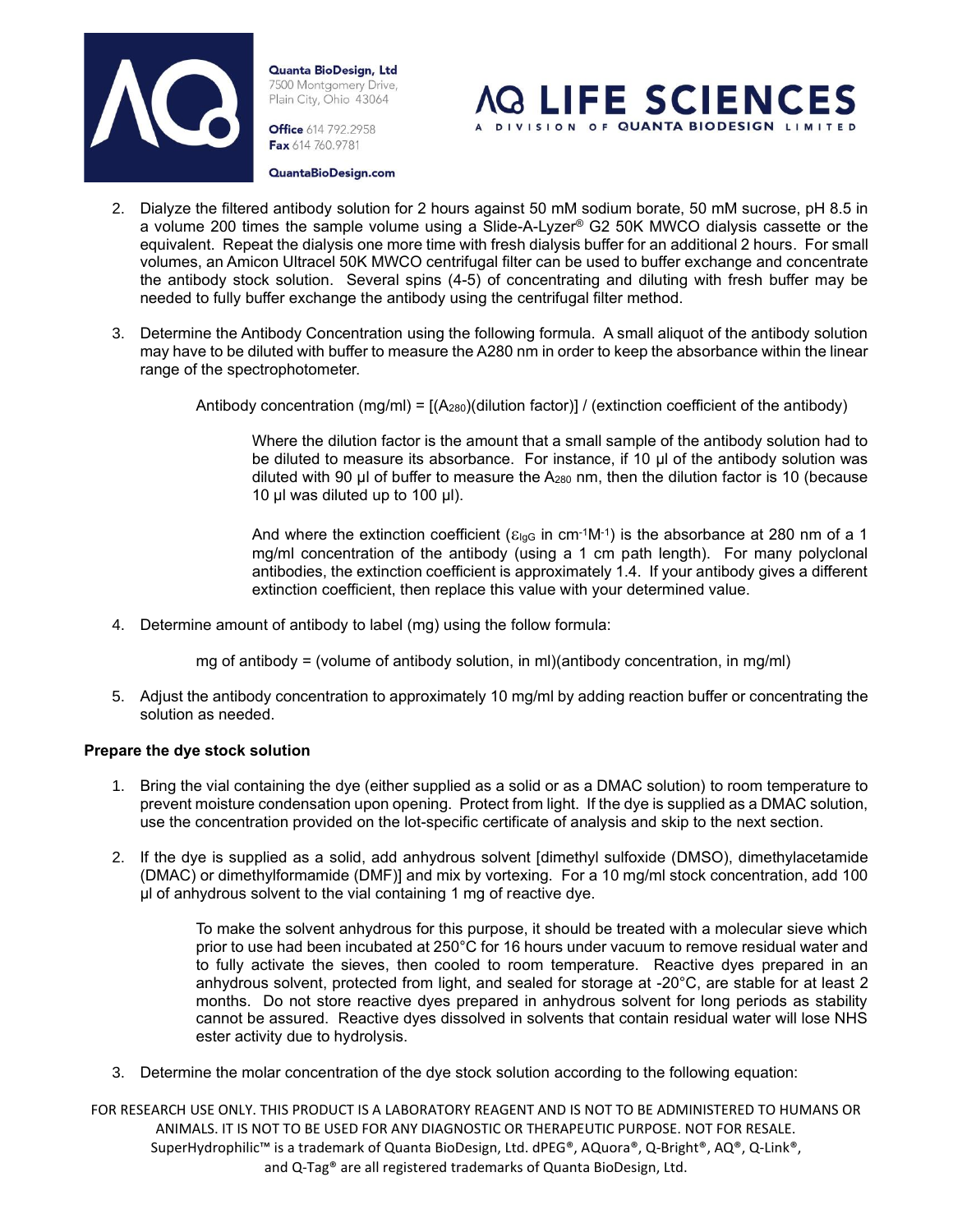2. Dialyze the filtered antibody solution for 2 hours against 50 mM sodium borate, 50 mM sucrose, pH 8.5 in a volume 200 times the sample volume using a Slide-A-Lyzer® G2 50K MWCO dialysis cassette or the equivalent. Repeat the dialysis one more time with fresh dialysis buffer for an additional 2 hours. For small volumes, an Amicon Ultracel 50K MWCO centrifugal filter can be used to buffer exchange and concentrate the antibody stock solution. Several spins (4-5) of concentrating and diluting with fresh buffer may be needed to fully buffer exchange the antibody using the centrifugal filter method.

3. Determine the Antibody Concentration using the following formula. A small aliquot of the antibody solution may have to be diluted with buffer to measure the A280 nm in order to keep the absorbance within the linear range of the spectrophotometer.

   Antibody concentration (mg/ml) = [($A_{280}$)(dilution factor)] / (extinction coefficient of the antibody)

   Where the dilution factor is the amount that a small sample of the antibody solution had to be diluted to measure its absorbance. For instance, if 10 µl of the antibody solution was diluted with 90 µl of buffer to measure the $A_{280}$ nm, then the dilution factor is 10 (because 10 µl was diluted up to 100 µl).

   And where the extinction coefficient ($\varepsilon_{IgG}$ in $cm^{-1}M^{-1}$) is the absorbance at 280 nm of a 1 mg/ml concentration of the antibody (using a 1 cm path length). For many polyclonal antibodies, the extinction coefficient is approximately 1.4. If your antibody gives a different extinction coefficient, then replace this value with your determined value.

4. Determine amount of antibody to label (mg) using the follow formula:

   mg of antibody = (volume of antibody solution, in ml)(antibody concentration, in mg/ml)

5. Adjust the antibody concentration to approximately 10 mg/ml by adding reaction buffer or concentrating the solution as needed.

**Prepare the dye stock solution**

1. Bring the vial containing the dye (either supplied as a solid or as a DMAC solution) to room temperature to prevent moisture condensation upon opening. Protect from light. If the dye is supplied as a DMAC solution, use the concentration provided on the lot-specific certificate of analysis and skip to the next section.

2. If the dye is supplied as a solid, add anhydrous solvent [dimethyl sulfoxide (DMSO), dimethylacetamide (DMAC) or dimethylformamide (DMF)] and mix by vortexing. For a 10 mg/ml stock concentration, add 100 µl of anhydrous solvent to the vial containing 1 mg of reactive dye.

   To make the solvent anhydrous for this purpose, it should be treated with a molecular sieve which prior to use had been incubated at 250°C for 16 hours under vacuum to remove residual water and to fully activate the sieves, then cooled to room temperature. Reactive dyes prepared in an anhydrous solvent, protected from light, and sealed for storage at -20°C, are stable for at least 2 months. Do not store reactive dyes prepared in anhydrous solvent for long periods as stability cannot be assured. Reactive dyes dissolved in solvents that contain residual water will lose NHS ester activity due to hydrolysis.

3. Determine the molar concentration of the dye stock solution according to the following equation: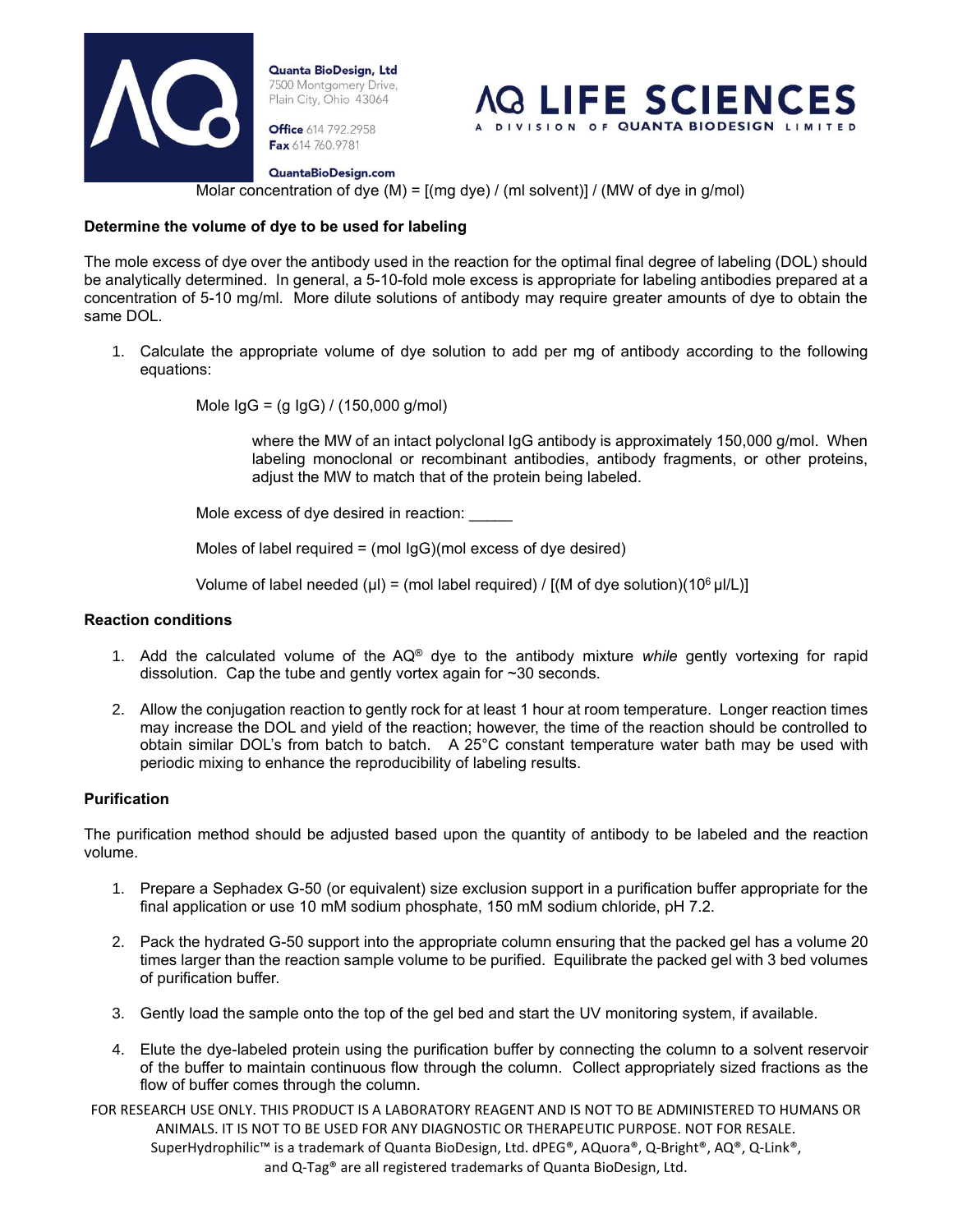Molar concentration of dye (M) = [(mg dye) / (ml solvent)] / (MW of dye in g/mol)

**Determine the volume of dye to be used for labeling**

The mole excess of dye over the antibody used in the reaction for the optimal final degree of labeling (DOL) should be analytically determined. In general, a 5-10-fold mole excess is appropriate for labeling antibodies prepared at a concentration of 5-10 mg/ml. More dilute solutions of antibody may require greater amounts of dye to obtain the same DOL.

1. Calculate the appropriate volume of dye solution to add per mg of antibody according to the following equations:

   Mole IgG = (g IgG) / (150,000 g/mol)

   where the MW of an intact polyclonal IgG antibody is approximately 150,000 g/mol. When labeling monoclonal or recombinant antibodies, antibody fragments, or other proteins, adjust the MW to match that of the protein being labeled.

   Mole excess of dye desired in reaction: _____

   Moles of label required = (mol IgG)(mol excess of dye desired)

   Volume of label needed (µl) = (mol label required) / [(M of dye solution)($10^6$ µl/L)]

**Reaction conditions**

1. Add the calculated volume of the AQ® dye to the antibody mixture *while* gently vortexing for rapid dissolution. Cap the tube and gently vortex again for ~30 seconds.

2. Allow the conjugation reaction to gently rock for at least 1 hour at room temperature. Longer reaction times may increase the DOL and yield of the reaction; however, the time of the reaction should be controlled to obtain similar DOL's from batch to batch. A 25°C constant temperature water bath may be used with periodic mixing to enhance the reproducibility of labeling results.

**Purification**

The purification method should be adjusted based upon the quantity of antibody to be labeled and the reaction volume.

1. Prepare a Sephadex G-50 (or equivalent) size exclusion support in a purification buffer appropriate for the final application or use 10 mM sodium phosphate, 150 mM sodium chloride, pH 7.2.

2. Pack the hydrated G-50 support into the appropriate column ensuring that the packed gel has a volume 20 times larger than the reaction sample volume to be purified. Equilibrate the packed gel with 3 bed volumes of purification buffer.

3. Gently load the sample onto the top of the gel bed and start the UV monitoring system, if available.

4. Elute the dye-labeled protein using the purification buffer by connecting the column to a solvent reservoir of the buffer to maintain continuous flow through the column. Collect appropriately sized fractions as the flow of buffer comes through the column.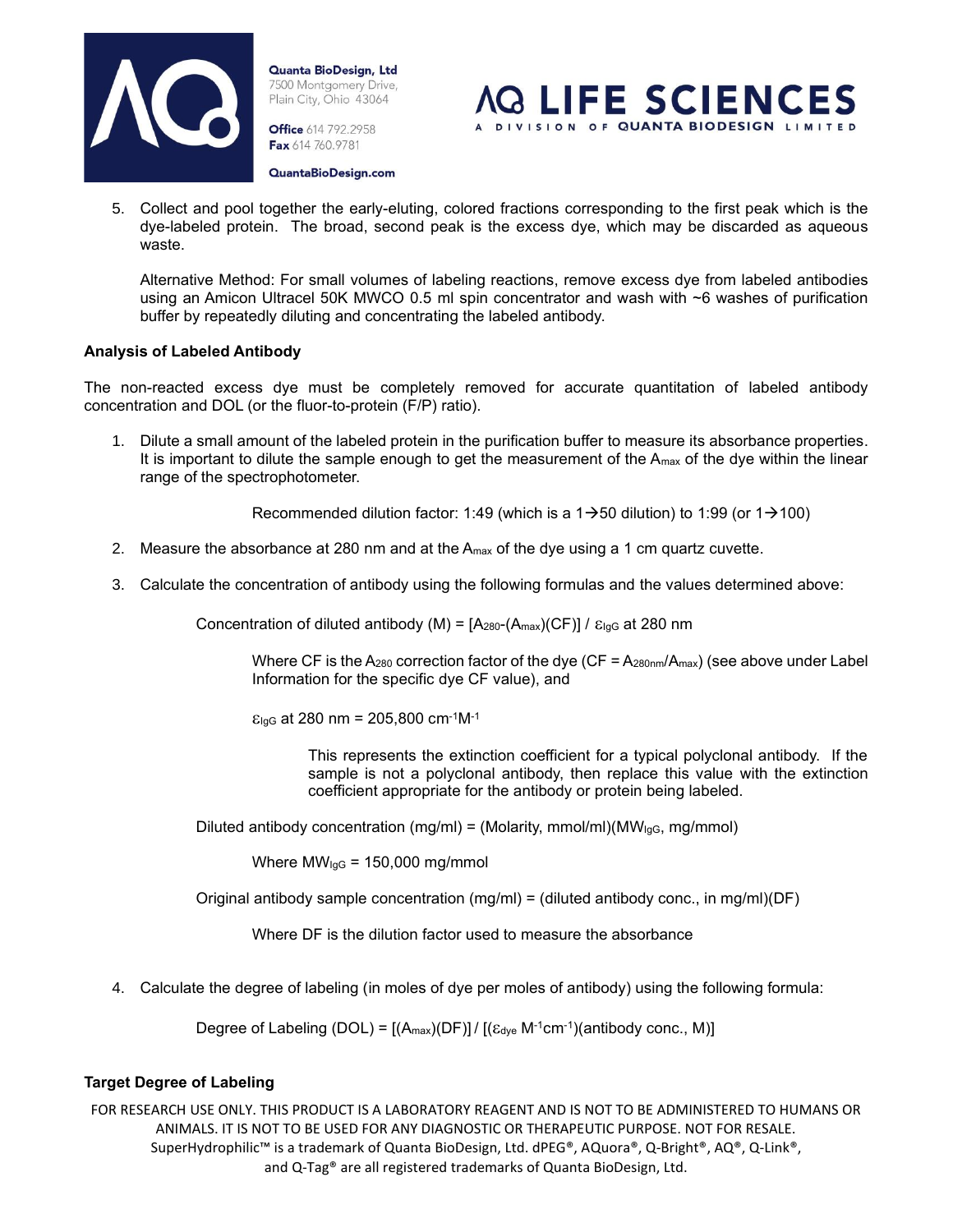5. Collect and pool together the early-eluting, colored fractions corresponding to the first peak which is the dye-labeled protein. The broad, second peak is the excess dye, which may be discarded as aqueous waste.

   Alternative Method: For small volumes of labeling reactions, remove excess dye from labeled antibodies using an Amicon Ultracel 50K MWCO 0.5 ml spin concentrator and wash with ~6 washes of purification buffer by repeatedly diluting and concentrating the labeled antibody.

**Analysis of Labeled Antibody**

The non-reacted excess dye must be completely removed for accurate quantitation of labeled antibody concentration and DOL (or the fluor-to-protein (F/P) ratio).

1. Dilute a small amount of the labeled protein in the purification buffer to measure its absorbance properties. It is important to dilute the sample enough to get the measurement of the $A_{max}$ of the dye within the linear range of the spectrophotometer.

   Recommended dilution factor: 1:49 (which is a 1→50 dilution) to 1:99 (or 1→100)

2. Measure the absorbance at 280 nm and at the $A_{max}$ of the dye using a 1 cm quartz cuvette.

3. Calculate the concentration of antibody using the following formulas and the values determined above:

   Concentration of diluted antibody (M) = $[A_{280}-(A_{max})(CF)] / \varepsilon_{IgG}$ at 280 nm

   Where CF is the $A_{280}$ correction factor of the dye ($CF = A_{280nm}/A_{max}$) (see above under Label Information for the specific dye CF value), and

   $\varepsilon_{IgG}$ at 280 nm = 205,800 $cm^{-1}M^{-1}$

   This represents the extinction coefficient for a typical polyclonal antibody. If the sample is not a polyclonal antibody, then replace this value with the extinction coefficient appropriate for the antibody or protein being labeled.

   Diluted antibody concentration (mg/ml) = (Molarity, mmol/ml)($MW_{IgG}$, mg/mmol)

   Where $MW_{IgG}$ = 150,000 mg/mmol

   Original antibody sample concentration (mg/ml) = (diluted antibody conc., in mg/ml)(DF)

   Where DF is the dilution factor used to measure the absorbance

4. Calculate the degree of labeling (in moles of dye per moles of antibody) using the following formula:

   Degree of Labeling (DOL) = $[(A_{max})(DF)] / [(\varepsilon_{dye}\ M^{-1}cm^{-1})(\text{antibody conc., M})]$

**Target Degree of Labeling**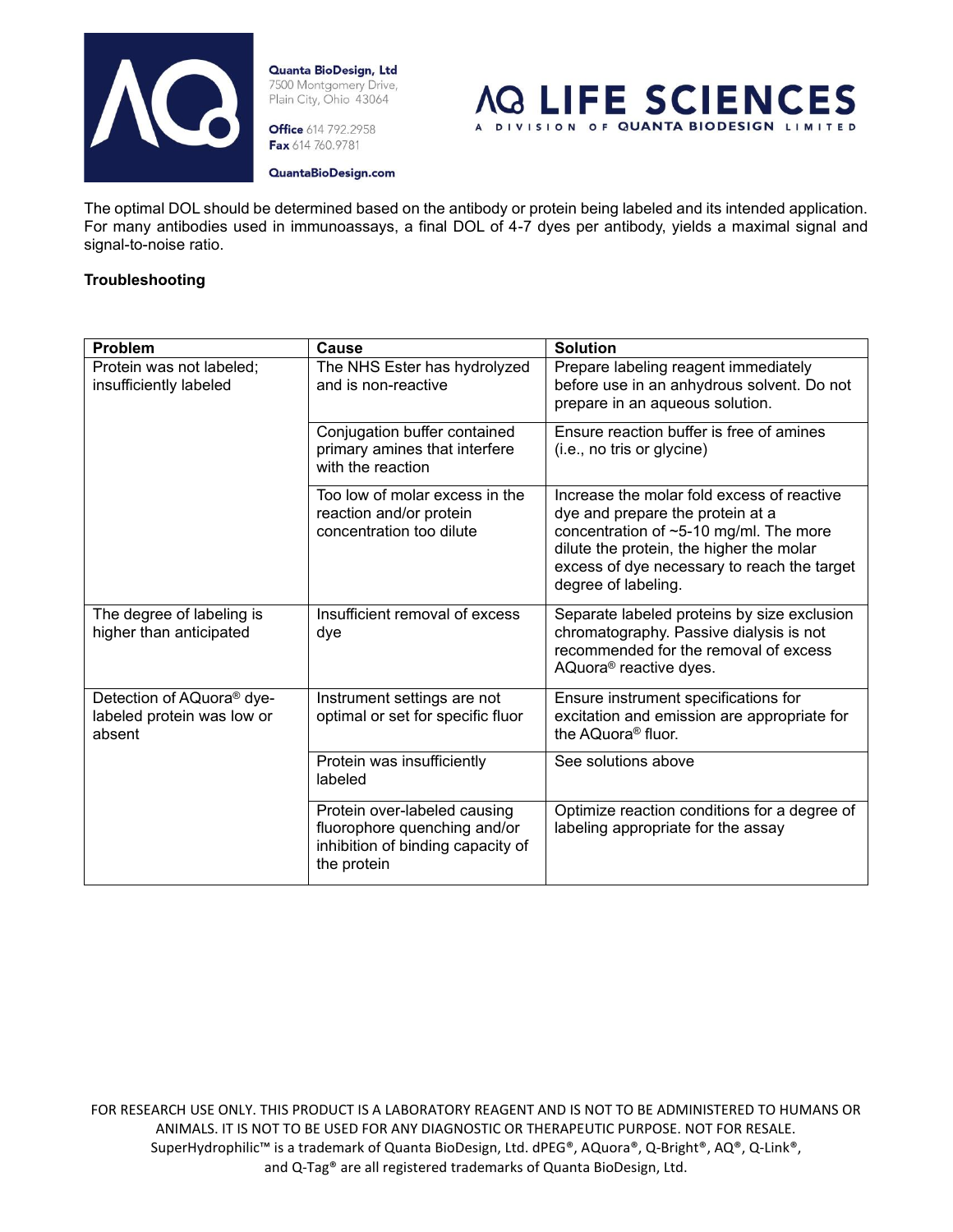The optimal DOL should be determined based on the antibody or protein being labeled and its intended application. For many antibodies used in immunoassays, a final DOL of 4-7 dyes per antibody, yields a maximal signal and signal-to-noise ratio.

**Troubleshooting**

| Problem | Cause | Solution |
|---|---|---|
| Protein was not labeled; insufficiently labeled | The NHS Ester has hydrolyzed and is non-reactive | Prepare labeling reagent immediately before use in an anhydrous solvent. Do not prepare in an aqueous solution. |
| | Conjugation buffer contained primary amines that interfere with the reaction | Ensure reaction buffer is free of amines (i.e., no tris or glycine) |
| | Too low of molar excess in the reaction and/or protein concentration too dilute | Increase the molar fold excess of reactive dye and prepare the protein at a concentration of ~5-10 mg/ml. The more dilute the protein, the higher the molar excess of dye necessary to reach the target degree of labeling. |
| The degree of labeling is higher than anticipated | Insufficient removal of excess dye | Separate labeled proteins by size exclusion chromatography. Passive dialysis is not recommended for the removal of excess AQuora® reactive dyes. |
| Detection of AQuora® dye-labeled protein was low or absent | Instrument settings are not optimal or set for specific fluor | Ensure instrument specifications for excitation and emission are appropriate for the AQuora® fluor. |
| | Protein was insufficiently labeled | See solutions above |
| | Protein over-labeled causing fluorophore quenching and/or inhibition of binding capacity of the protein | Optimize reaction conditions for a degree of labeling appropriate for the assay |